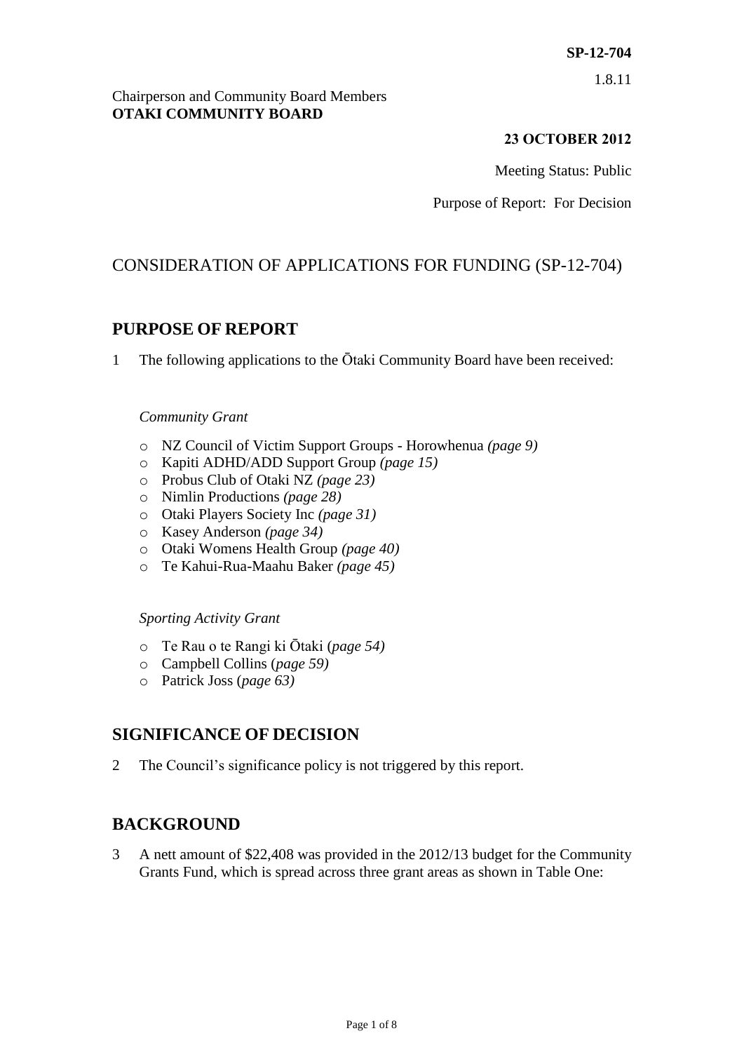**SP-12-704**

1.8.11

Chairperson and Community Board Members
**OTAKI COMMUNITY BOARD**

**23 OCTOBER 2012**

Meeting Status: Public

Purpose of Report: For Decision

# CONSIDERATION OF APPLICATIONS FOR FUNDING (SP-12-704)

## PURPOSE OF REPORT

1 The following applications to the Ōtaki Community Board have been received:

*Community Grant*

- NZ Council of Victim Support Groups - Horowhenua *(page 9)*
- Kapiti ADHD/ADD Support Group *(page 15)*
- Probus Club of Otaki NZ *(page 23)*
- Nimlin Productions *(page 28)*
- Otaki Players Society Inc *(page 31)*
- Kasey Anderson *(page 34)*
- Otaki Womens Health Group *(page 40)*
- Te Kahui-Rua-Maahu Baker *(page 45)*

*Sporting Activity Grant*

- Te Rau o te Rangi ki Ōtaki (*page 54)*
- Campbell Collins (*page 59)*
- Patrick Joss (*page 63)*

## SIGNIFICANCE OF DECISION

2 The Council's significance policy is not triggered by this report.

## BACKGROUND

3 A nett amount of $22,408 was provided in the 2012/13 budget for the Community Grants Fund, which is spread across three grant areas as shown in Table One: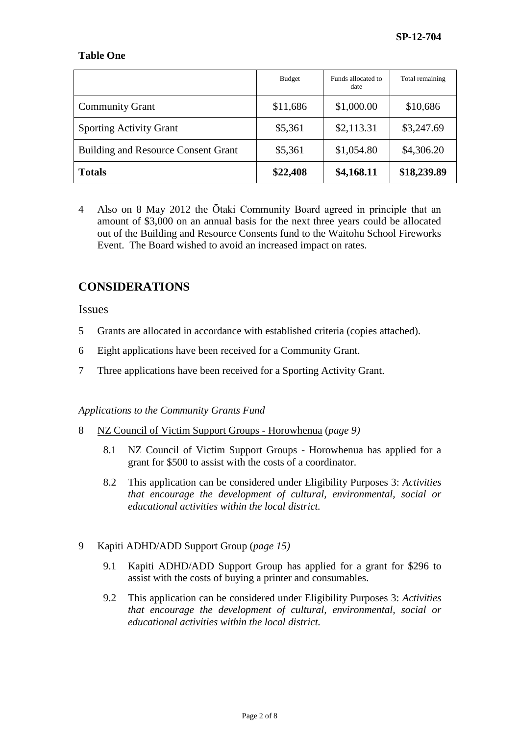SP-12-704

**Table One**

| | Budget | Funds allocated to date | Total remaining |
|---|---|---|---|
| Community Grant | \$11,686 | \$1,000.00 | \$10,686 |
| Sporting Activity Grant | \$5,361 | \$2,113.31 | \$3,247.69 |
| Building and Resource Consent Grant | \$5,361 | \$1,054.80 | \$4,306.20 |
| **Totals** | **\$22,408** | **\$4,168.11** | **\$18,239.89** |

4 Also on 8 May 2012 the Ōtaki Community Board agreed in principle that an amount of \$3,000 on an annual basis for the next three years could be allocated out of the Building and Resource Consents fund to the Waitohu School Fireworks Event. The Board wished to avoid an increased impact on rates.

## CONSIDERATIONS

### Issues

5 Grants are allocated in accordance with established criteria (copies attached).

6 Eight applications have been received for a Community Grant.

7 Three applications have been received for a Sporting Activity Grant.

*Applications to the Community Grants Fund*

8 NZ Council of Victim Support Groups - Horowhenua (*page 9)*

8.1 NZ Council of Victim Support Groups - Horowhenua has applied for a grant for \$500 to assist with the costs of a coordinator.

8.2 This application can be considered under Eligibility Purposes 3: *Activities that encourage the development of cultural, environmental, social or educational activities within the local district.*

9 Kapiti ADHD/ADD Support Group (*page 15)*

9.1 Kapiti ADHD/ADD Support Group has applied for a grant for \$296 to assist with the costs of buying a printer and consumables.

9.2 This application can be considered under Eligibility Purposes 3: *Activities that encourage the development of cultural, environmental, social or educational activities within the local district.*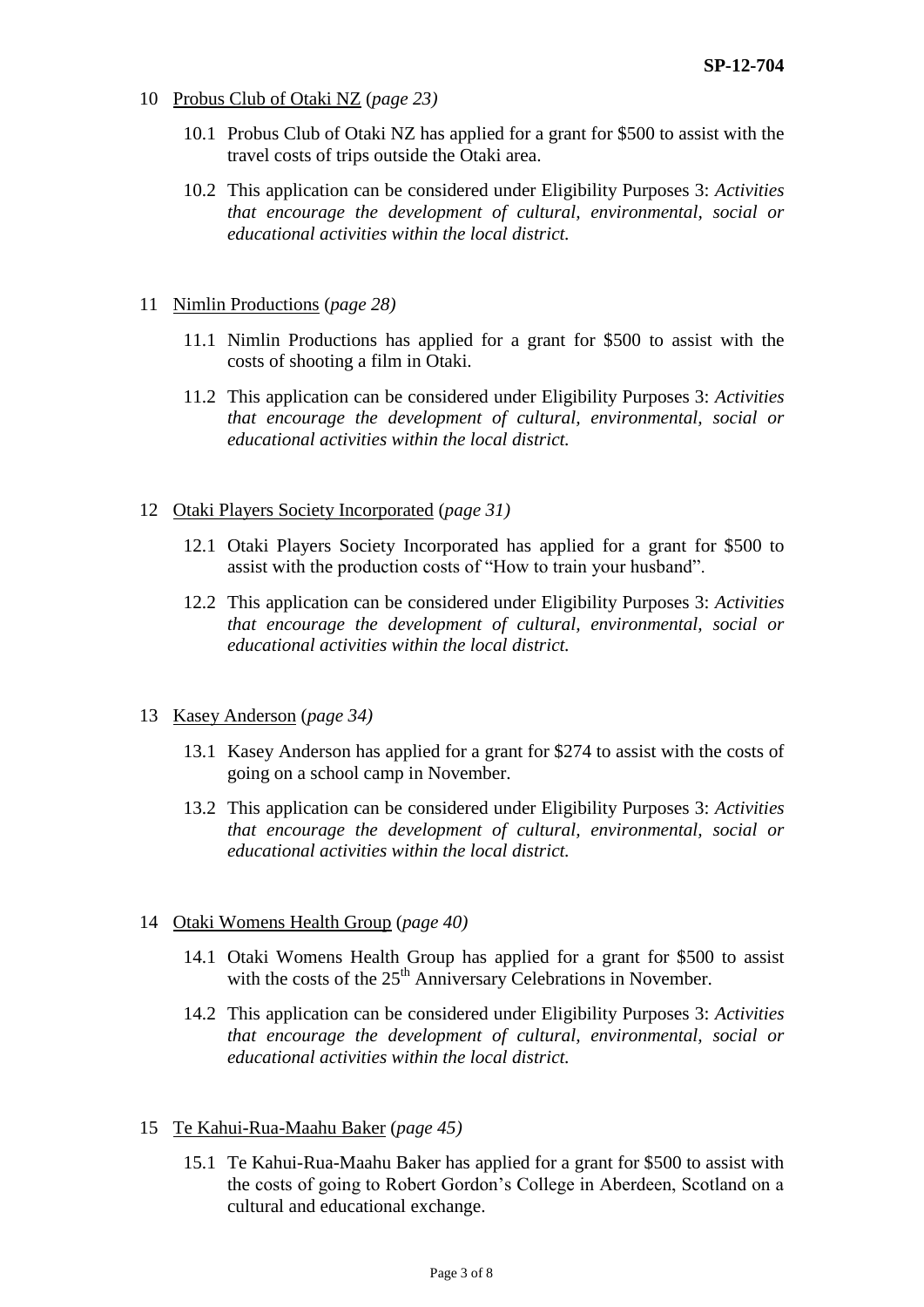10 <u>Probus Club of Otaki NZ</u> (*page 23)*

10.1 Probus Club of Otaki NZ has applied for a grant for $500 to assist with the travel costs of trips outside the Otaki area.

10.2 This application can be considered under Eligibility Purposes 3: *Activities that encourage the development of cultural, environmental, social or educational activities within the local district.*

11 <u>Nimlin Productions</u> (*page 28)*

11.1 Nimlin Productions has applied for a grant for $500 to assist with the costs of shooting a film in Otaki.

11.2 This application can be considered under Eligibility Purposes 3: *Activities that encourage the development of cultural, environmental, social or educational activities within the local district.*

12 <u>Otaki Players Society Incorporated</u> (*page 31)*

12.1 Otaki Players Society Incorporated has applied for a grant for $500 to assist with the production costs of "How to train your husband".

12.2 This application can be considered under Eligibility Purposes 3: *Activities that encourage the development of cultural, environmental, social or educational activities within the local district.*

13 <u>Kasey Anderson</u> (*page 34)*

13.1 Kasey Anderson has applied for a grant for $274 to assist with the costs of going on a school camp in November.

13.2 This application can be considered under Eligibility Purposes 3: *Activities that encourage the development of cultural, environmental, social or educational activities within the local district.*

14 <u>Otaki Womens Health Group</u> (*page 40)*

14.1 Otaki Womens Health Group has applied for a grant for $500 to assist with the costs of the 25th Anniversary Celebrations in November.

14.2 This application can be considered under Eligibility Purposes 3: *Activities that encourage the development of cultural, environmental, social or educational activities within the local district.*

15 <u>Te Kahui-Rua-Maahu Baker</u> (*page 45)*

15.1 Te Kahui-Rua-Maahu Baker has applied for a grant for $500 to assist with the costs of going to Robert Gordon's College in Aberdeen, Scotland on a cultural and educational exchange.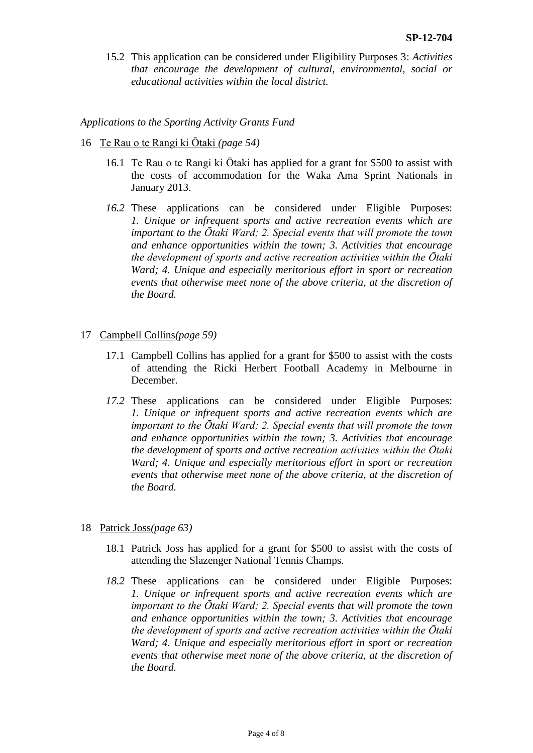15.2 This application can be considered under Eligibility Purposes 3: *Activities that encourage the development of cultural, environmental, social or educational activities within the local district.*

*Applications to the Sporting Activity Grants Fund*

16 Te Rau o te Rangi ki Ōtaki *(page 54)*

16.1 Te Rau o te Rangi ki Ōtaki has applied for a grant for $500 to assist with the costs of accommodation for the Waka Ama Sprint Nationals in January 2013.

*16.2* These applications can be considered under Eligible Purposes: *1. Unique or infrequent sports and active recreation events which are important to the Ōtaki Ward; 2. Special events that will promote the town and enhance opportunities within the town; 3. Activities that encourage the development of sports and active recreation activities within the Ōtaki Ward; 4. Unique and especially meritorious effort in sport or recreation events that otherwise meet none of the above criteria, at the discretion of the Board.*

17 Campbell Collins*(page 59)*

17.1 Campbell Collins has applied for a grant for $500 to assist with the costs of attending the Ricki Herbert Football Academy in Melbourne in December.

*17.2* These applications can be considered under Eligible Purposes: *1. Unique or infrequent sports and active recreation events which are important to the Ōtaki Ward; 2. Special events that will promote the town and enhance opportunities within the town; 3. Activities that encourage the development of sports and active recreation activities within the Ōtaki Ward; 4. Unique and especially meritorious effort in sport or recreation events that otherwise meet none of the above criteria, at the discretion of the Board.*

18 Patrick Joss*(page 63)*

18.1 Patrick Joss has applied for a grant for $500 to assist with the costs of attending the Slazenger National Tennis Champs.

*18.2* These applications can be considered under Eligible Purposes: *1. Unique or infrequent sports and active recreation events which are important to the Ōtaki Ward; 2. Special events that will promote the town and enhance opportunities within the town; 3. Activities that encourage the development of sports and active recreation activities within the Ōtaki Ward; 4. Unique and especially meritorious effort in sport or recreation events that otherwise meet none of the above criteria, at the discretion of the Board.*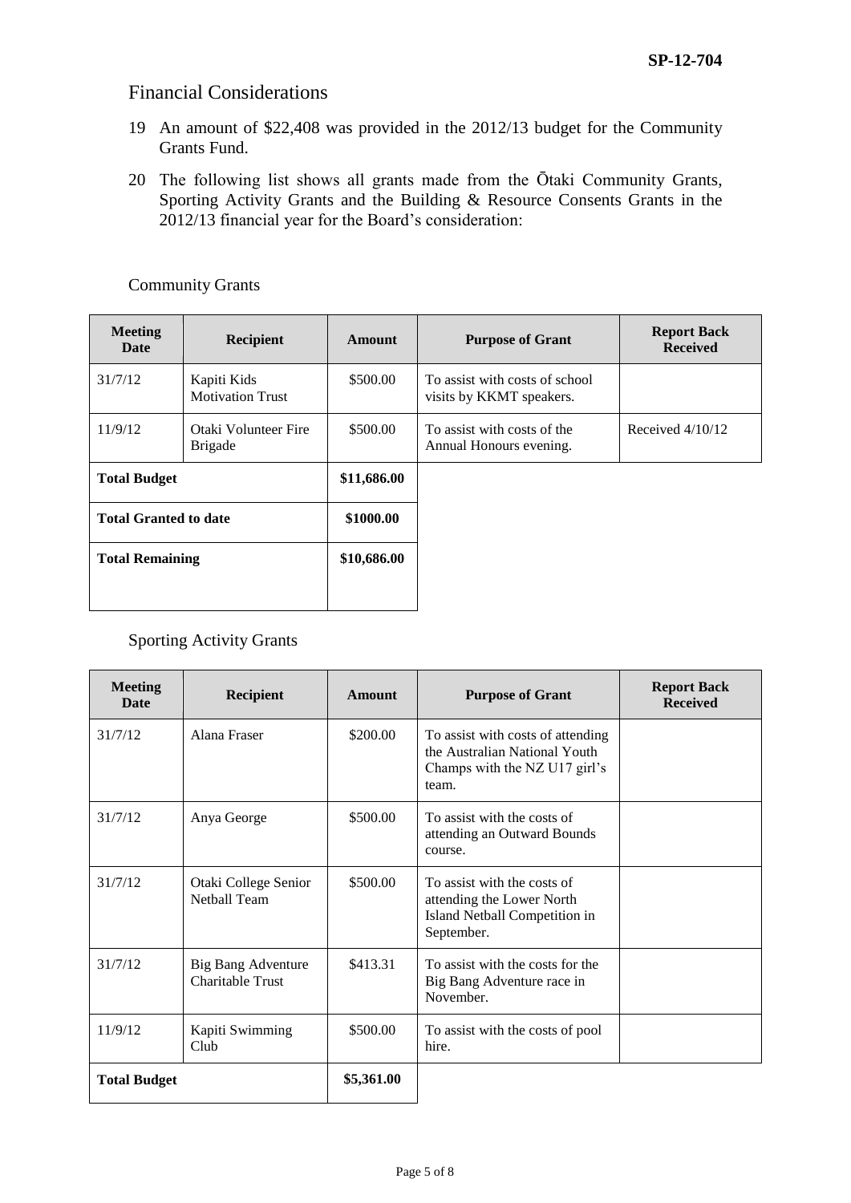## Financial Considerations

19 An amount of $22,408 was provided in the 2012/13 budget for the Community Grants Fund.

20 The following list shows all grants made from the Ōtaki Community Grants, Sporting Activity Grants and the Building & Resource Consents Grants in the 2012/13 financial year for the Board's consideration:

### Community Grants

| Meeting Date | Recipient | Amount | Purpose of Grant | Report Back Received |
|---|---|---|---|---|
| 31/7/12 | Kapiti Kids Motivation Trust | $500.00 | To assist with costs of school visits by KKMT speakers. | |
| 11/9/12 | Otaki Volunteer Fire Brigade | $500.00 | To assist with costs of the Annual Honours evening. | Received 4/10/12 |
| **Total Budget** | | **$11,686.00** | | |
| **Total Granted to date** | | **$1000.00** | | |
| **Total Remaining** | | **$10,686.00** | | |

### Sporting Activity Grants

| Meeting Date | Recipient | Amount | Purpose of Grant | Report Back Received |
|---|---|---|---|---|
| 31/7/12 | Alana Fraser | $200.00 | To assist with costs of attending the Australian National Youth Champs with the NZ U17 girl's team. | |
| 31/7/12 | Anya George | $500.00 | To assist with the costs of attending an Outward Bounds course. | |
| 31/7/12 | Otaki College Senior Netball Team | $500.00 | To assist with the costs of attending the Lower North Island Netball Competition in September. | |
| 31/7/12 | Big Bang Adventure Charitable Trust | $413.31 | To assist with the costs for the Big Bang Adventure race in November. | |
| 11/9/12 | Kapiti Swimming Club | $500.00 | To assist with the costs of pool hire. | |
| **Total Budget** | | **$5,361.00** | | |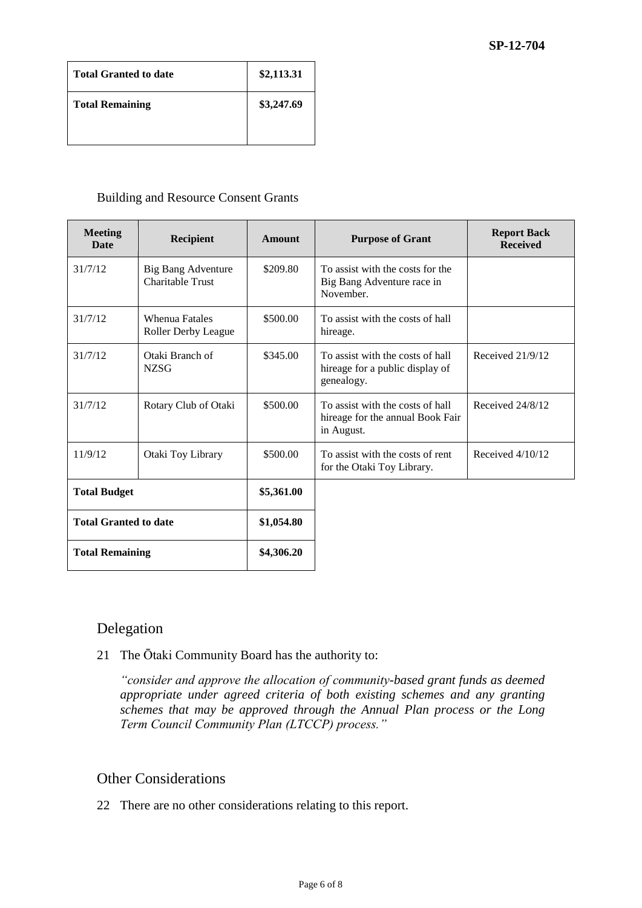SP-12-704

| Total Granted to date | $2,113.31 |
|---|---|
| **Total Remaining** | **$3,247.69** |

Building and Resource Consent Grants

| Meeting Date | Recipient | Amount | Purpose of Grant | Report Back Received |
|---|---|---|---|---|
| 31/7/12 | Big Bang Adventure Charitable Trust | $209.80 | To assist with the costs for the Big Bang Adventure race in November. | |
| 31/7/12 | Whenua Fatales Roller Derby League | $500.00 | To assist with the costs of hall hireage. | |
| 31/7/12 | Otaki Branch of NZSG | $345.00 | To assist with the costs of hall hireage for a public display of genealogy. | Received 21/9/12 |
| 31/7/12 | Rotary Club of Otaki | $500.00 | To assist with the costs of hall hireage for the annual Book Fair in August. | Received 24/8/12 |
| 11/9/12 | Otaki Toy Library | $500.00 | To assist with the costs of rent for the Otaki Toy Library. | Received 4/10/12 |
| **Total Budget** | | **$5,361.00** | | |
| **Total Granted to date** | | **$1,054.80** | | |
| **Total Remaining** | | **$4,306.20** | | |

## Delegation

21 The Ōtaki Community Board has the authority to:

*"consider and approve the allocation of community-based grant funds as deemed appropriate under agreed criteria of both existing schemes and any granting schemes that may be approved through the Annual Plan process or the Long Term Council Community Plan (LTCCP) process."*

## Other Considerations

22 There are no other considerations relating to this report.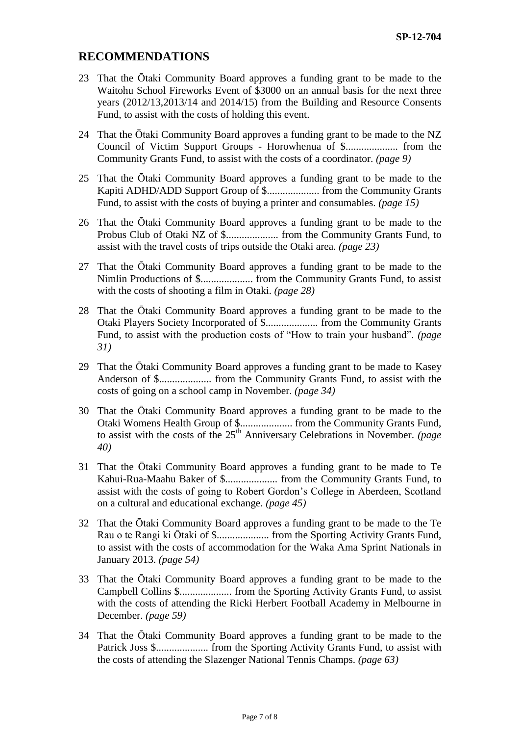## RECOMMENDATIONS

23 That the Ōtaki Community Board approves a funding grant to be made to the Waitohu School Fireworks Event of $3000 on an annual basis for the next three years (2012/13,2013/14 and 2014/15) from the Building and Resource Consents Fund, to assist with the costs of holding this event.

24 That the Ōtaki Community Board approves a funding grant to be made to the NZ Council of Victim Support Groups - Horowhenua of $.................... from the Community Grants Fund, to assist with the costs of a coordinator. *(page 9)*

25 That the Ōtaki Community Board approves a funding grant to be made to the Kapiti ADHD/ADD Support Group of $.................... from the Community Grants Fund, to assist with the costs of buying a printer and consumables. *(page 15)*

26 That the Ōtaki Community Board approves a funding grant to be made to the Probus Club of Otaki NZ of $.................... from the Community Grants Fund, to assist with the travel costs of trips outside the Otaki area. *(page 23)*

27 That the Ōtaki Community Board approves a funding grant to be made to the Nimlin Productions of $.................... from the Community Grants Fund, to assist with the costs of shooting a film in Otaki. *(page 28)*

28 That the Ōtaki Community Board approves a funding grant to be made to the Otaki Players Society Incorporated of $.................... from the Community Grants Fund, to assist with the production costs of "How to train your husband". *(page 31)*

29 That the Ōtaki Community Board approves a funding grant to be made to Kasey Anderson of $.................... from the Community Grants Fund, to assist with the costs of going on a school camp in November. *(page 34)*

30 That the Ōtaki Community Board approves a funding grant to be made to the Otaki Womens Health Group of $.................... from the Community Grants Fund, to assist with the costs of the 25th Anniversary Celebrations in November. *(page 40)*

31 That the Ōtaki Community Board approves a funding grant to be made to Te Kahui-Rua-Maahu Baker of $.................... from the Community Grants Fund, to assist with the costs of going to Robert Gordon's College in Aberdeen, Scotland on a cultural and educational exchange. *(page 45)*

32 That the Ōtaki Community Board approves a funding grant to be made to the Te Rau o te Rangi ki Ōtaki of $.................... from the Sporting Activity Grants Fund, to assist with the costs of accommodation for the Waka Ama Sprint Nationals in January 2013. *(page 54)*

33 That the Ōtaki Community Board approves a funding grant to be made to the Campbell Collins $.................... from the Sporting Activity Grants Fund, to assist with the costs of attending the Ricki Herbert Football Academy in Melbourne in December. *(page 59)*

34 That the Ōtaki Community Board approves a funding grant to be made to the Patrick Joss $.................... from the Sporting Activity Grants Fund, to assist with the costs of attending the Slazenger National Tennis Champs. *(page 63)*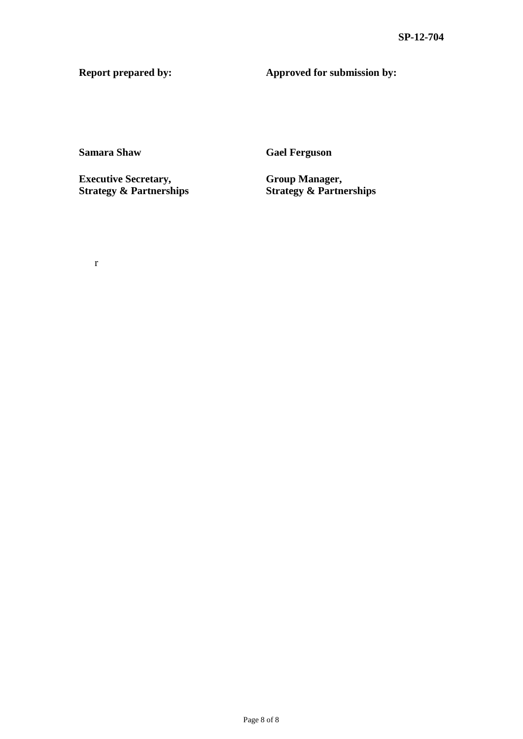| Report prepared by: | Approved for submission by: |
| --- | --- |
| **Samara Shaw** | **Gael Ferguson** |
| **Executive Secretary, Strategy & Partnerships** | **Group Manager, Strategy & Partnerships** |

r